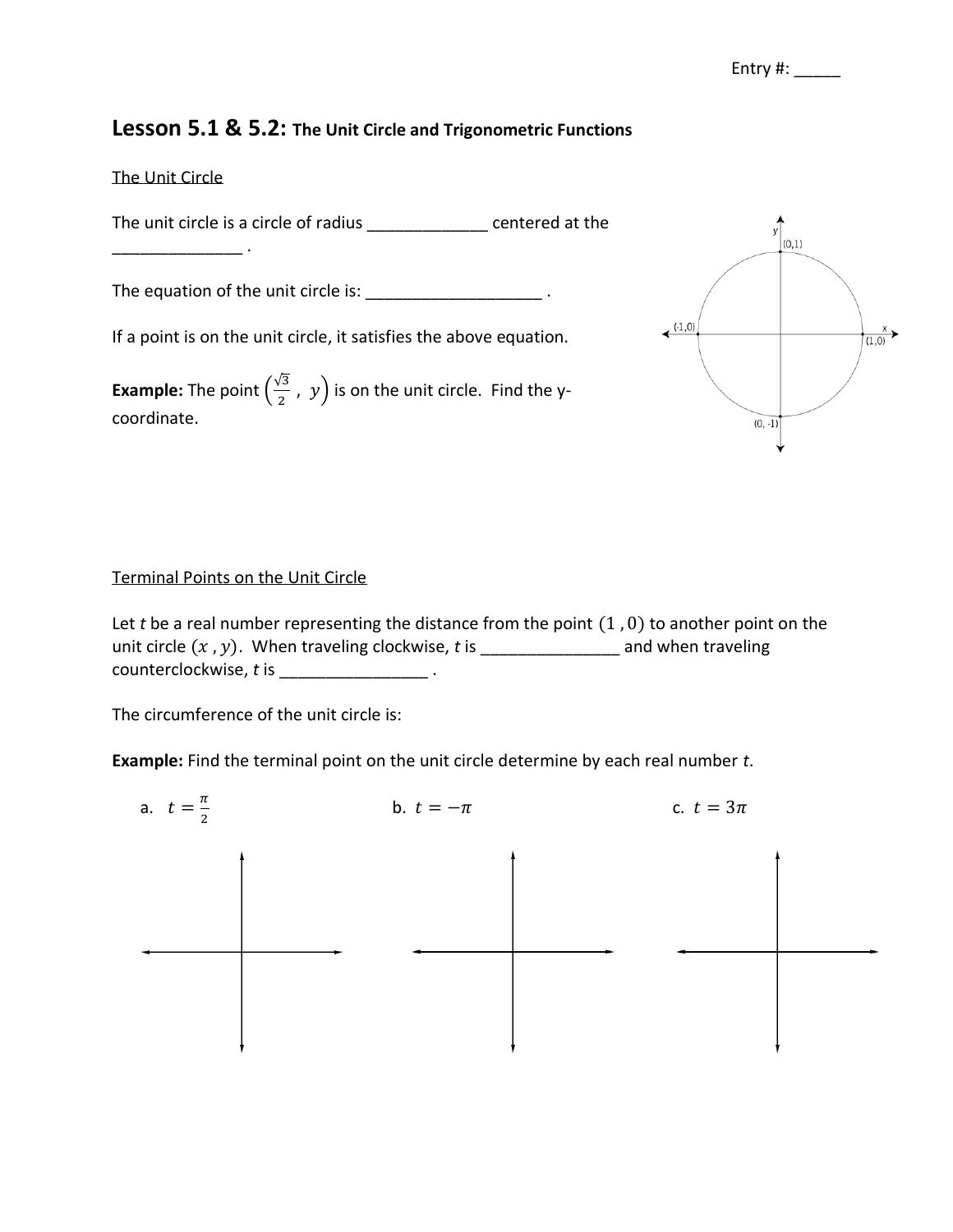Entry #: _____

# Lesson 5.1 & 5.2: The Unit Circle and Trigonometric Functions

## The Unit Circle

The unit circle is a circle of radius _____________ centered at the _______________ .

The equation of the unit circle is: ____________________ .

If a point is on the unit circle, it satisfies the above equation.

**Example:** The point $\left(\frac{\sqrt{3}}{2}, y\right)$ is on the unit circle. Find the y-coordinate.

## Terminal Points on the Unit Circle

Let *t* be a real number representing the distance from the point $(1, 0)$ to another point on the unit circle $(x, y)$. When traveling clockwise, *t* is _______________ and when traveling counterclockwise, *t* is ________________ .

The circumference of the unit circle is:

**Example:** Find the terminal point on the unit circle determine by each real number *t*.

a. $t = \frac{\pi}{2}$

b. $t = -\pi$

c. $t = 3\pi$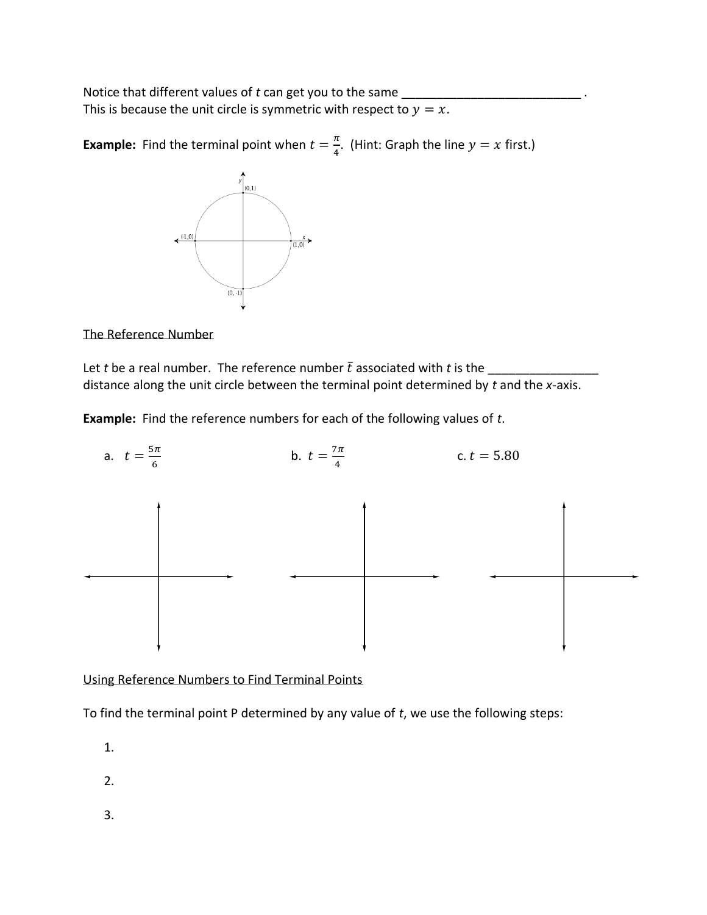Notice that different values of *t* can get you to the same ___________________________ .
This is because the unit circle is symmetric with respect to $y = x$.

**Example:** Find the terminal point when $t = \frac{\pi}{4}$. (Hint: Graph the line $y = x$ first.)

The Reference Number

Let *t* be a real number. The reference number $\bar{t}$ associated with *t* is the ________________ distance along the unit circle between the terminal point determined by *t* and the *x*-axis.

**Example:** Find the reference numbers for each of the following values of *t*.

a. $t = \frac{5\pi}{6}$

b. $t = \frac{7\pi}{4}$

c. $t = 5.80$

Using Reference Numbers to Find Terminal Points

To find the terminal point P determined by any value of *t*, we use the following steps:

1.

2.

3.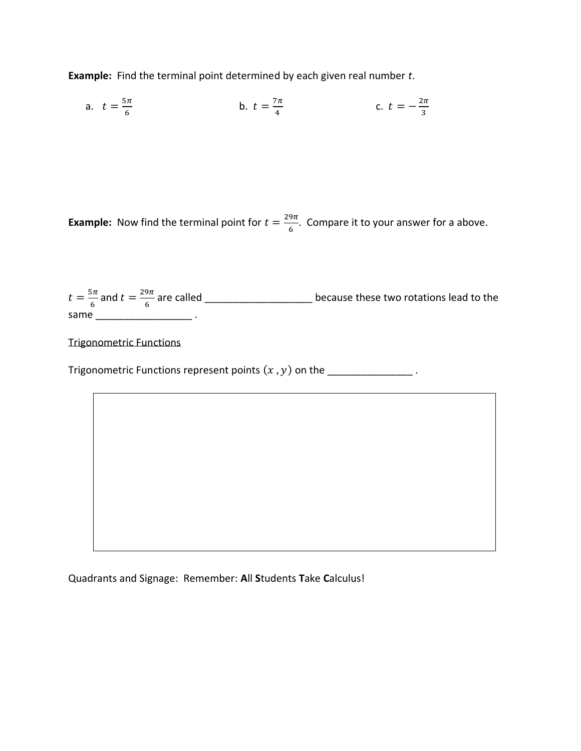**Example:** Find the terminal point determined by each given real number $t$.

a. $t = \frac{5\pi}{6}$

b. $t = \frac{7\pi}{4}$

c. $t = -\frac{2\pi}{3}$

**Example:** Now find the terminal point for $t = \frac{29\pi}{6}$. Compare it to your answer for a above.

$t = \frac{5\pi}{6}$ and $t = \frac{29\pi}{6}$ are called ___________________ because these two rotations lead to the same _________________ .

<u>Trigonometric Functions</u>

Trigonometric Functions represent points $(x, y)$ on the _______________ .

Quadrants and Signage: Remember: **A**ll **S**tudents **T**ake **C**alculus!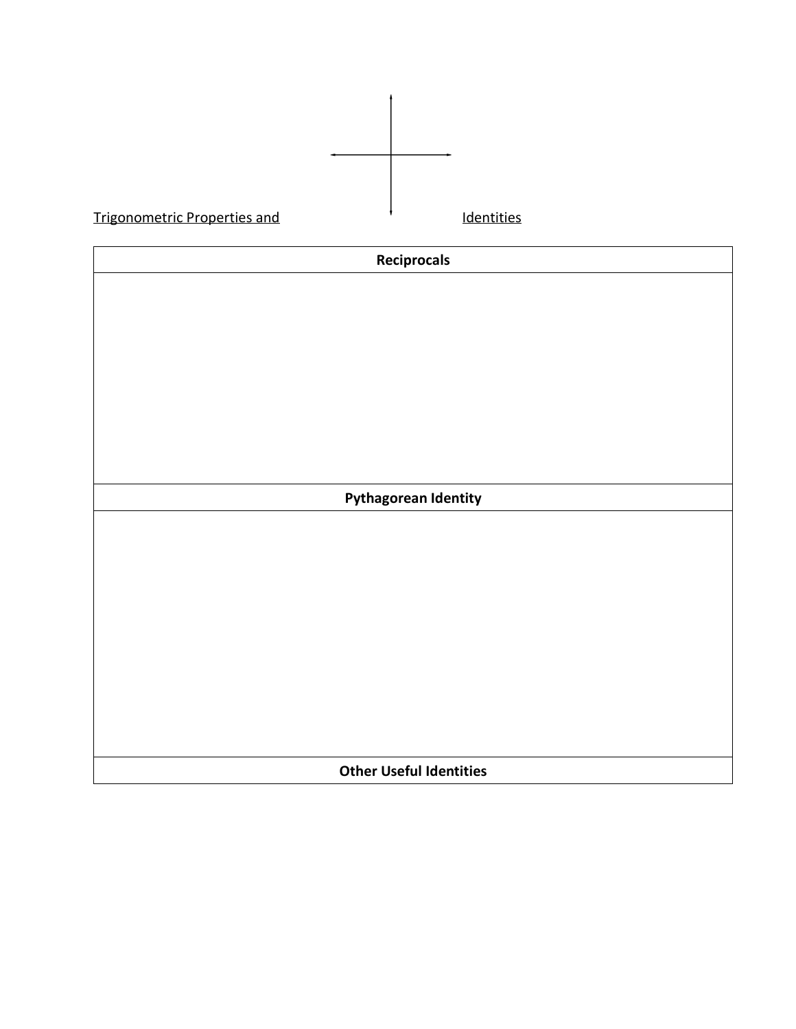Trigonometric Properties and Identities

| **Reciprocals** |
| --- |
| |
| **Pythagorean Identity** |
| |
| **Other Useful Identities** |